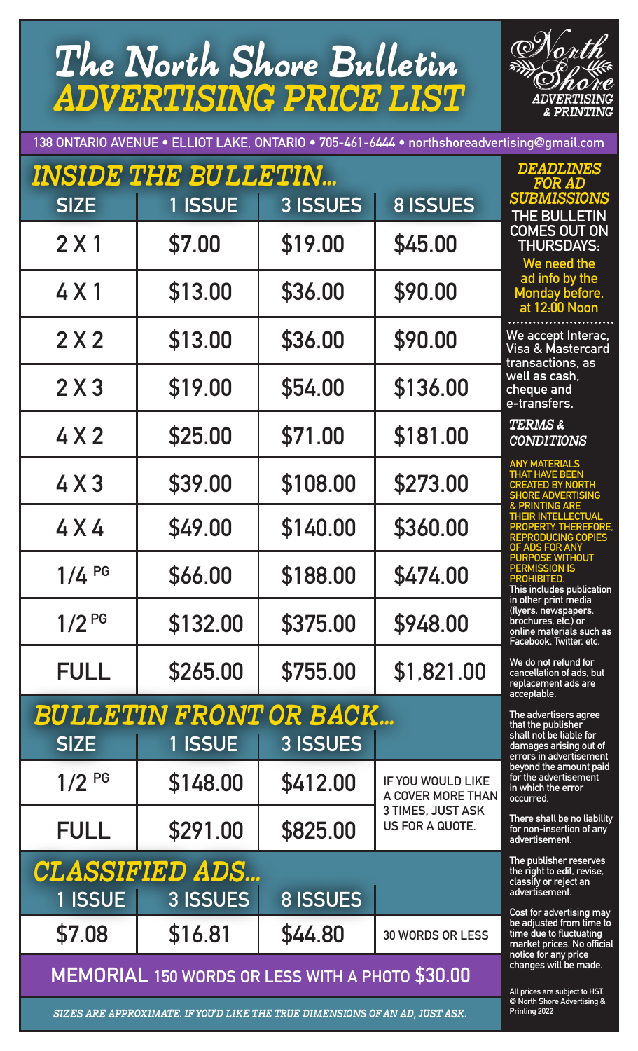# The North Shore Bulletin
# ADVERTISING PRICE LIST

North Shore ADVERTISING & PRINTING

138 ONTARIO AVENUE • ELLIOT LAKE, ONTARIO • 705-461-6444 • northshoreadvertising@gmail.com

## INSIDE THE BULLETIN...

| SIZE | 1 ISSUE | 3 ISSUES | 8 ISSUES |
|---|---|---|---|
| 2 X 1 | $7.00 | $19.00 | $45.00 |
| 4 X 1 | $13.00 | $36.00 | $90.00 |
| 2 X 2 | $13.00 | $36.00 | $90.00 |
| 2 X 3 | $19.00 | $54.00 | $136.00 |
| 4 X 2 | $25.00 | $71.00 | $181.00 |
| 4 X 3 | $39.00 | $108.00 | $273.00 |
| 4 X 4 | $49.00 | $140.00 | $360.00 |
| 1/4 PG | $66.00 | $188.00 | $474.00 |
| 1/2 PG | $132.00 | $375.00 | $948.00 |
| FULL | $265.00 | $755.00 | $1,821.00 |

## BULLETIN FRONT OR BACK...

| SIZE | 1 ISSUE | 3 ISSUES | |
|---|---|---|---|
| 1/2 PG | $148.00 | $412.00 | IF YOU WOULD LIKE A COVER MORE THAN 3 TIMES, JUST ASK US FOR A QUOTE. |
| FULL | $291.00 | $825.00 | |

## CLASSIFIED ADS...

| 1 ISSUE | 3 ISSUES | 8 ISSUES | |
|---|---|---|---|
| $7.08 | $16.81 | $44.80 | 30 WORDS OR LESS |

**MEMORIAL 150 WORDS OR LESS WITH A PHOTO $30.00**

*SIZES ARE APPROXIMATE. IF YOU'D LIKE THE TRUE DIMENSIONS OF AN AD, JUST ASK.*

### DEADLINES FOR AD SUBMISSIONS

THE BULLETIN COMES OUT ON THURSDAYS:
We need the ad info by the Monday before, at 12:00 Noon

We accept Interac, Visa & Mastercard transactions, as well as cash, cheque and e-transfers.

### TERMS & CONDITIONS

ANY MATERIALS THAT HAVE BEEN CREATED BY NORTH SHORE ADVERTISING & PRINTING ARE THEIR INTELLECTUAL PROPERTY. THEREFORE, REPRODUCING COPIES OF ADS FOR ANY PURPOSE WITHOUT PERMISSION IS PROHIBITED. This includes publication in other print media (flyers, newspapers, brochures, etc.) or online materials such as Facebook, Twitter, etc.

We do not refund for cancellation of ads, but replacement ads are acceptable.

The advertisers agree that the publisher shall not be liable for damages arising out of errors in advertisement beyond the amount paid for the advertisement in which the error occurred.

There shall be no liability for non-insertion of any advertisement.

The publisher reserves the right to edit, revise, classify or reject an advertisement.

Cost for advertising may be adjusted from time to time due to fluctuating market prices. No official notice for any price changes will be made.

All prices are subject to HST.
© North Shore Advertising & Printing 2022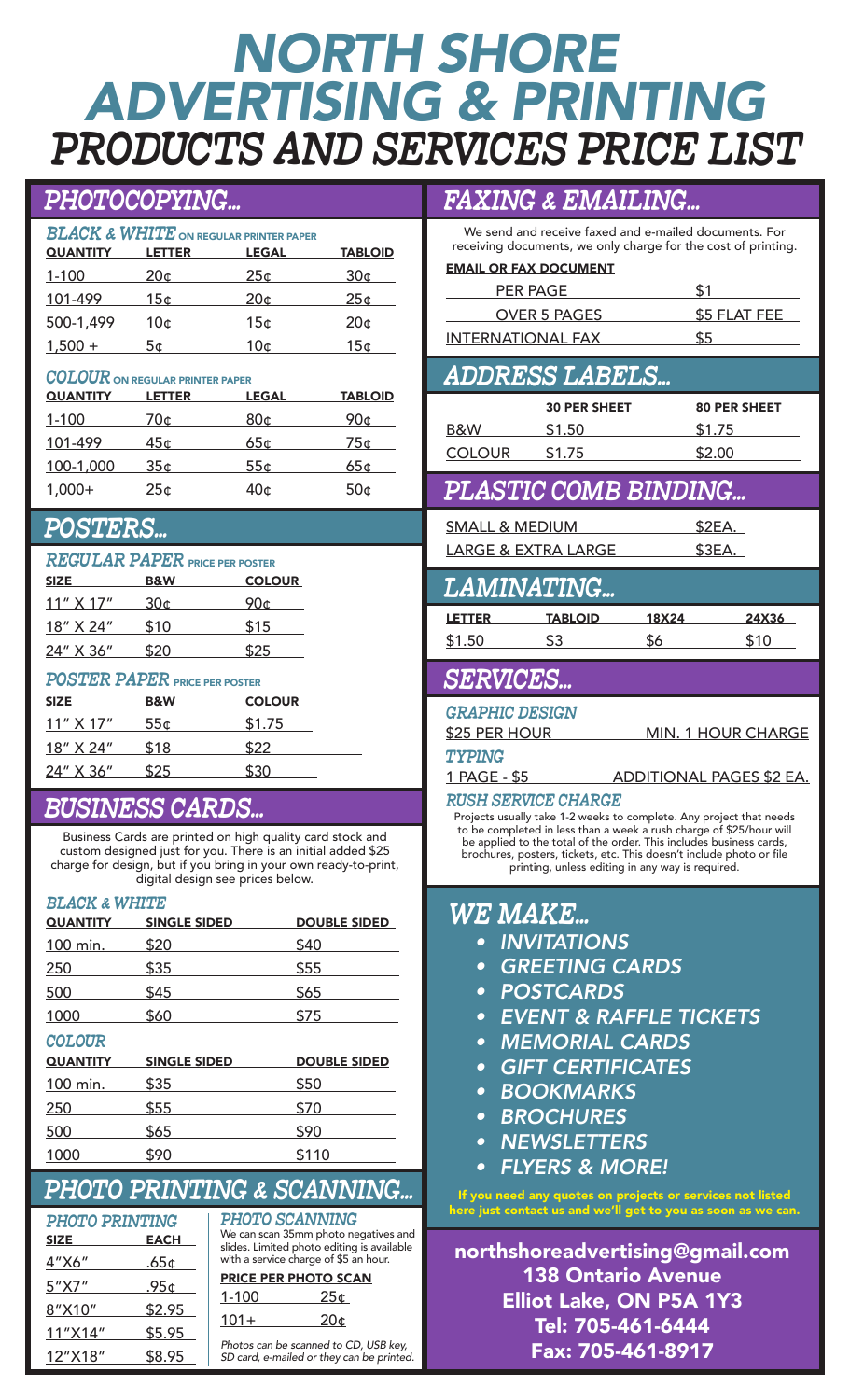# NORTH SHORE ADVERTISING & PRINTING

# PRODUCTS AND SERVICES PRICE LIST

## PHOTOCOPYING...

### BLACK & WHITE ON REGULAR PRINTER PAPER

| QUANTITY | LETTER | LEGAL | TABLOID |
|---|---|---|---|
| 1-100 | 20¢ | 25¢ | 30¢ |
| 101-499 | 15¢ | 20¢ | 25¢ |
| 500-1,499 | 10¢ | 15¢ | 20¢ |
| 1,500 + | 5¢ | 10¢ | 15¢ |

### COLOUR ON REGULAR PRINTER PAPER

| QUANTITY | LETTER | LEGAL | TABLOID |
|---|---|---|---|
| 1-100 | 70¢ | 80¢ | 90¢ |
| 101-499 | 45¢ | 65¢ | 75¢ |
| 100-1,000 | 35¢ | 55¢ | 65¢ |
| 1,000+ | 25¢ | 40¢ | 50¢ |

## POSTERS...

### REGULAR PAPER PRICE PER POSTER

| SIZE | B&W | COLOUR |
|---|---|---|
| 11" X 17" | 30¢ | 90¢ |
| 18" X 24" | $10 | $15 |
| 24" X 36" | $20 | $25 |

### POSTER PAPER PRICE PER POSTER

| SIZE | B&W | COLOUR |
|---|---|---|
| 11" X 17" | 55¢ | $1.75 |
| 18" X 24" | $18 | $22 |
| 24" X 36" | $25 | $30 |

## BUSINESS CARDS...

Business Cards are printed on high quality card stock and custom designed just for you. There is an initial added $25 charge for design, but if you bring in your own ready-to-print, digital design see prices below.

### BLACK & WHITE

| QUANTITY | SINGLE SIDED | DOUBLE SIDED |
|---|---|---|
| 100 min. | $20 | $40 |
| 250 | $35 | $55 |
| 500 | $45 | $65 |
| 1000 | $60 | $75 |

### COLOUR

| QUANTITY | SINGLE SIDED | DOUBLE SIDED |
|---|---|---|
| 100 min. | $35 | $50 |
| 250 | $55 | $70 |
| 500 | $65 | $90 |
| 1000 | $90 | $110 |

## PHOTO PRINTING & SCANNING...

### PHOTO PRINTING

| SIZE | EACH |
|---|---|
| 4"X6" | .65¢ |
| 5"X7" | .95¢ |
| 8"X10" | $2.95 |
| 11"X14" | $5.95 |
| 12"X18" | $8.95 |

### PHOTO SCANNING

We can scan 35mm photo negatives and slides. Limited photo editing is available with a service charge of $5 an hour.

| PRICE PER PHOTO SCAN | |
|---|---|
| 1-100 | 25¢ |
| 101+ | 20¢ |

*Photos can be scanned to CD, USB key, SD card, e-mailed or they can be printed.*

## FAXING & EMAILING...

We send and receive faxed and e-mailed documents. For receiving documents, we only charge for the cost of printing.

| EMAIL OR FAX DOCUMENT | |
|---|---|
| PER PAGE | $1 |
| OVER 5 PAGES | $5 FLAT FEE |
| INTERNATIONAL FAX | $5 |

## ADDRESS LABELS...

| | 30 PER SHEET | 80 PER SHEET |
|---|---|---|
| B&W | $1.50 | $1.75 |
| COLOUR | $1.75 | $2.00 |

## PLASTIC COMB BINDING...

| | |
|---|---|
| SMALL & MEDIUM | $2EA. |
| LARGE & EXTRA LARGE | $3EA. |

## LAMINATING...

| LETTER | TABLOID | 18X24 | 24X36 |
|---|---|---|---|
| $1.50 | $3 | $6 | $10 |

## SERVICES...

### GRAPHIC DESIGN

$25 PER HOUR — MIN. 1 HOUR CHARGE

### TYPING

1 PAGE - $5 — ADDITIONAL PAGES $2 EA.

### RUSH SERVICE CHARGE

Projects usually take 1-2 weeks to complete. Any project that needs to be completed in less than a week a rush charge of $25/hour will be applied to the total of the order. This includes business cards, brochures, posters, tickets, etc. This doesn't include photo or file printing, unless editing in any way is required.

## WE MAKE...

- INVITATIONS
- GREETING CARDS
- POSTCARDS
- EVENT & RAFFLE TICKETS
- MEMORIAL CARDS
- GIFT CERTIFICATES
- BOOKMARKS
- BROCHURES
- NEWSLETTERS
- FLYERS & MORE!

If you need any quotes on projects or services not listed here just contact us and we'll get to you as soon as we can.

**northshoreadvertising@gmail.com**
**138 Ontario Avenue**
**Elliot Lake, ON P5A 1Y3**
**Tel: 705-461-6444**
**Fax: 705-461-8917**